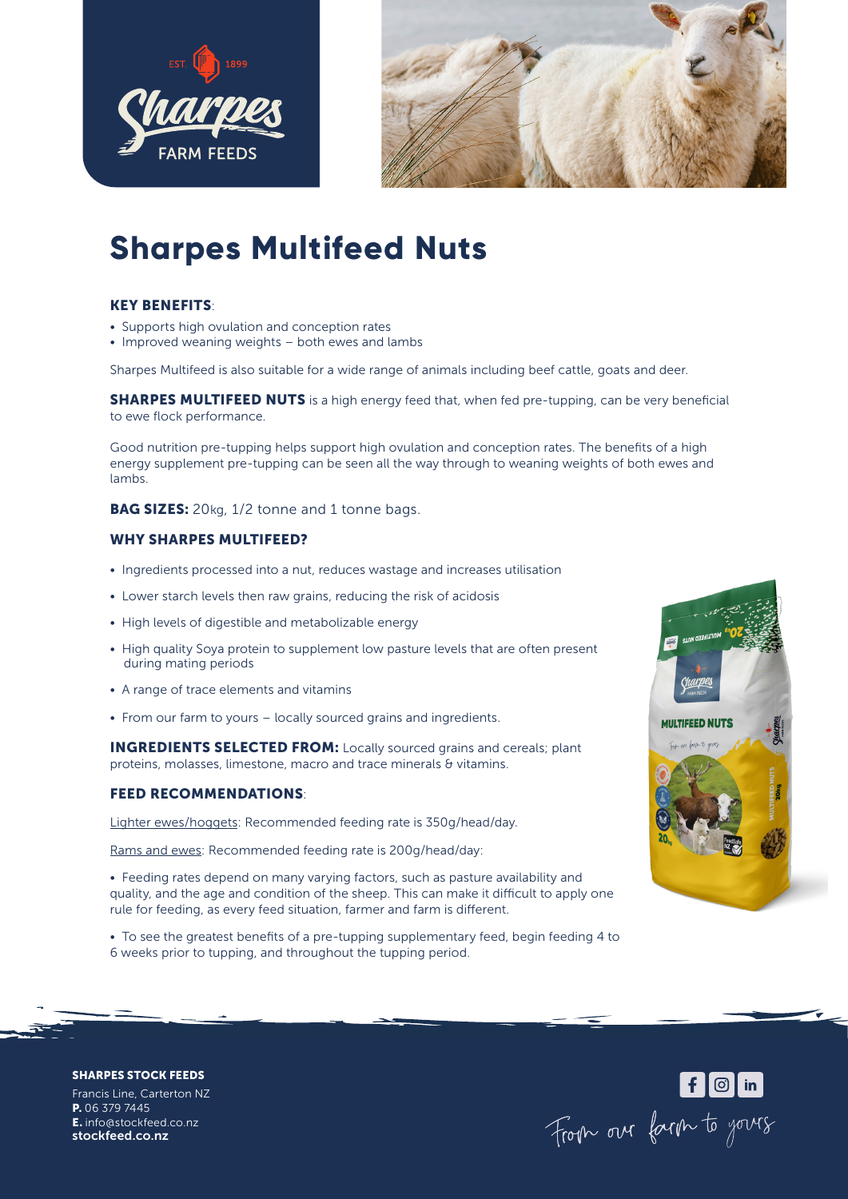# Sharpes Multifeed Nuts

### KEY BENEFITS:

- Supports high ovulation and conception rates
- Improved weaning weights – both ewes and lambs

Sharpes Multifeed is also suitable for a wide range of animals including beef cattle, goats and deer.

**SHARPES MULTIFEED NUTS** is a high energy feed that, when fed pre-tupping, can be very beneficial to ewe flock performance.

Good nutrition pre-tupping helps support high ovulation and conception rates. The benefits of a high energy supplement pre-tupping can be seen all the way through to weaning weights of both ewes and lambs.

**BAG SIZES:** 20kg, 1/2 tonne and 1 tonne bags.

### WHY SHARPES MULTIFEED?

- Ingredients processed into a nut, reduces wastage and increases utilisation
- Lower starch levels then raw grains, reducing the risk of acidosis
- High levels of digestible and metabolizable energy
- High quality Soya protein to supplement low pasture levels that are often present during mating periods
- A range of trace elements and vitamins
- From our farm to yours – locally sourced grains and ingredients.

**INGREDIENTS SELECTED FROM:** Locally sourced grains and cereals; plant proteins, molasses, limestone, macro and trace minerals & vitamins.

### FEED RECOMMENDATIONS:

Lighter ewes/hoggets: Recommended feeding rate is 350g/head/day.

Rams and ewes: Recommended feeding rate is 200g/head/day:

- Feeding rates depend on many varying factors, such as pasture availability and quality, and the age and condition of the sheep. This can make it difficult to apply one rule for feeding, as every feed situation, farmer and farm is different.
- To see the greatest benefits of a pre-tupping supplementary feed, begin feeding 4 to 6 weeks prior to tupping, and throughout the tupping period.

**SHARPES STOCK FEEDS**
Francis Line, Carterton NZ
**P.** 06 379 7445
**E.** info@stockfeed.co.nz
**stockfeed.co.nz**

From our farm to yours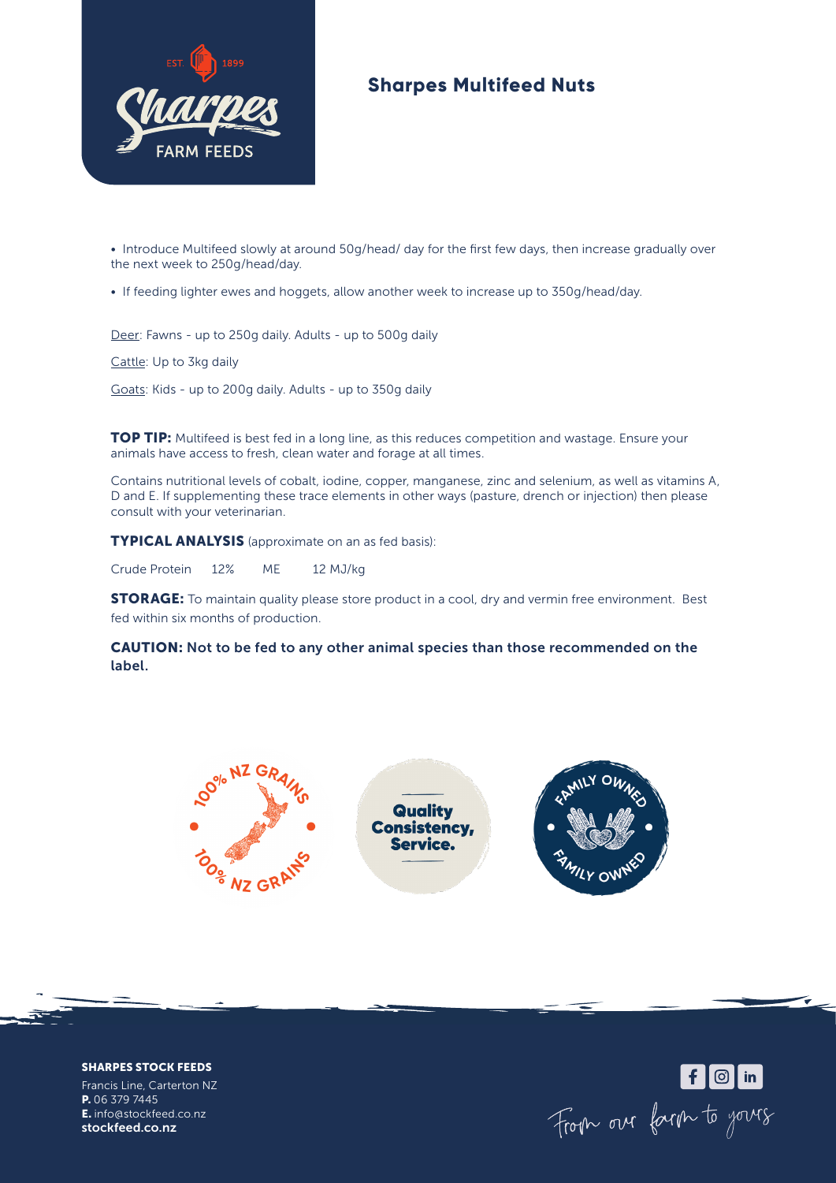## Sharpes Multifeed Nuts

- Introduce Multifeed slowly at around 50g/head/ day for the first few days, then increase gradually over the next week to 250g/head/day.
- If feeding lighter ewes and hoggets, allow another week to increase up to 350g/head/day.

Deer: Fawns - up to 250g daily. Adults - up to 500g daily

Cattle: Up to 3kg daily

Goats: Kids - up to 200g daily. Adults - up to 350g daily

**TOP TIP:** Multifeed is best fed in a long line, as this reduces competition and wastage. Ensure your animals have access to fresh, clean water and forage at all times.

Contains nutritional levels of cobalt, iodine, copper, manganese, zinc and selenium, as well as vitamins A, D and E. If supplementing these trace elements in other ways (pasture, drench or injection) then please consult with your veterinarian.

**TYPICAL ANALYSIS** (approximate on an as fed basis):

| | | | |
|---|---|---|---|
| Crude Protein | 12% | ME | 12 MJ/kg |

**STORAGE:** To maintain quality please store product in a cool, dry and vermin free environment. Best fed within six months of production.

**CAUTION: Not to be fed to any other animal species than those recommended on the label.**

100% NZ GRAINS

Quality Consistency, Service.

FAMILY OWNED

**SHARPES STOCK FEEDS**
Francis Line, Carterton NZ
**P.** 06 379 7445
**E.** info@stockfeed.co.nz
**stockfeed.co.nz**

From our farm to yours